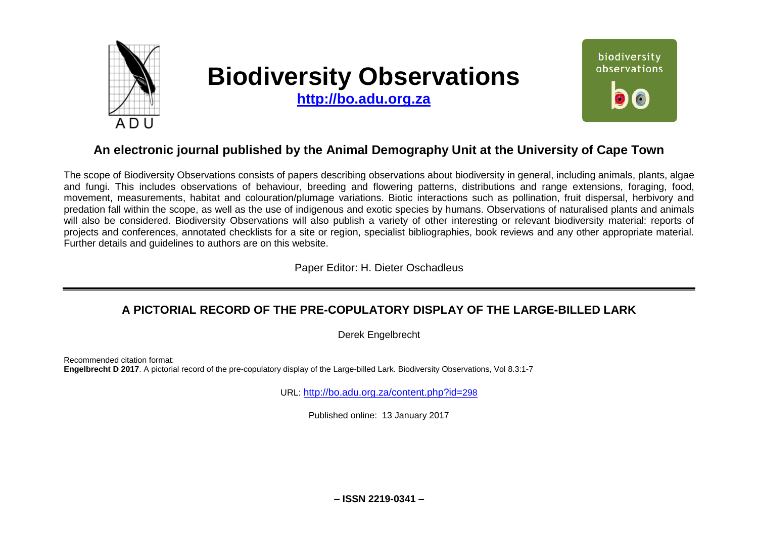# Biodiversity Observations

**http://bo.adu.org.za**

## An electronic journal published by the Animal Demography Unit at the University of Cape Town

The scope of Biodiversity Observations consists of papers describing observations about biodiversity in general, including animals, plants, algae and fungi. This includes observations of behaviour, breeding and flowering patterns, distributions and range extensions, foraging, food, movement, measurements, habitat and colouration/plumage variations. Biotic interactions such as pollination, fruit dispersal, herbivory and predation fall within the scope, as well as the use of indigenous and exotic species by humans. Observations of naturalised plants and animals will also be considered. Biodiversity Observations will also publish a variety of other interesting or relevant biodiversity material: reports of projects and conferences, annotated checklists for a site or region, specialist bibliographies, book reviews and any other appropriate material. Further details and guidelines to authors are on this website.

Paper Editor: H. Dieter Oschadleus

---

## A PICTORIAL RECORD OF THE PRE-COPULATORY DISPLAY OF THE LARGE-BILLED LARK

Derek Engelbrecht

Recommended citation format:
**Engelbrecht D 2017**. A pictorial record of the pre-copulatory display of the Large-billed Lark. Biodiversity Observations, Vol 8.3:1-7

URL: http://bo.adu.org.za/content.php?id=298

Published online: 13 January 2017

**– ISSN 2219-0341 –**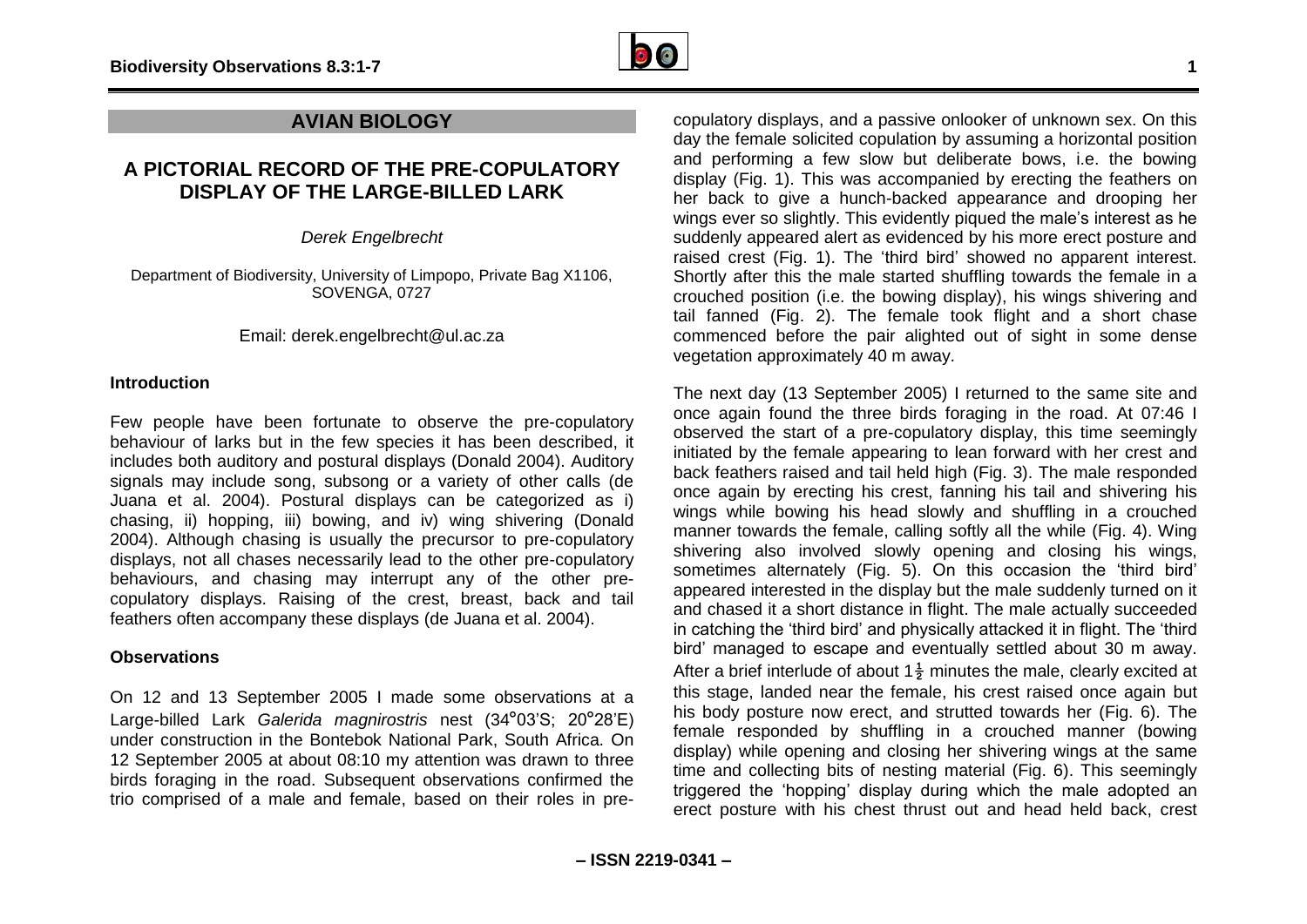## AVIAN BIOLOGY

# A PICTORIAL RECORD OF THE PRE-COPULATORY DISPLAY OF THE LARGE-BILLED LARK

*Derek Engelbrecht*

Department of Biodiversity, University of Limpopo, Private Bag X1106, SOVENGA, 0727

Email: derek.engelbrecht@ul.ac.za

### Introduction

Few people have been fortunate to observe the pre-copulatory behaviour of larks but in the few species it has been described, it includes both auditory and postural displays (Donald 2004). Auditory signals may include song, subsong or a variety of other calls (de Juana et al. 2004). Postural displays can be categorized as i) chasing, ii) hopping, iii) bowing, and iv) wing shivering (Donald 2004). Although chasing is usually the precursor to pre-copulatory displays, not all chases necessarily lead to the other pre-copulatory behaviours, and chasing may interrupt any of the other pre-copulatory displays. Raising of the crest, breast, back and tail feathers often accompany these displays (de Juana et al. 2004).

### Observations

On 12 and 13 September 2005 I made some observations at a Large-billed Lark *Galerida magnirostris* nest (34°03'S; 20°28'E) under construction in the Bontebok National Park, South Africa. On 12 September 2005 at about 08:10 my attention was drawn to three birds foraging in the road. Subsequent observations confirmed the trio comprised of a male and female, based on their roles in pre-copulatory displays, and a passive onlooker of unknown sex. On this day the female solicited copulation by assuming a horizontal position and performing a few slow but deliberate bows, i.e. the bowing display (Fig. 1). This was accompanied by erecting the feathers on her back to give a hunch-backed appearance and drooping her wings ever so slightly. This evidently piqued the male's interest as he suddenly appeared alert as evidenced by his more erect posture and raised crest (Fig. 1). The 'third bird' showed no apparent interest. Shortly after this the male started shuffling towards the female in a crouched position (i.e. the bowing display), his wings shivering and tail fanned (Fig. 2). The female took flight and a short chase commenced before the pair alighted out of sight in some dense vegetation approximately 40 m away.

The next day (13 September 2005) I returned to the same site and once again found the three birds foraging in the road. At 07:46 I observed the start of a pre-copulatory display, this time seemingly initiated by the female appearing to lean forward with her crest and back feathers raised and tail held high (Fig. 3). The male responded once again by erecting his crest, fanning his tail and shivering his wings while bowing his head slowly and shuffling in a crouched manner towards the female, calling softly all the while (Fig. 4). Wing shivering also involved slowly opening and closing his wings, sometimes alternately (Fig. 5). On this occasion the 'third bird' appeared interested in the display but the male suddenly turned on it and chased it a short distance in flight. The male actually succeeded in catching the 'third bird' and physically attacked it in flight. The 'third bird' managed to escape and eventually settled about 30 m away. After a brief interlude of about 1½ minutes the male, clearly excited at this stage, landed near the female, his crest raised once again but his body posture now erect, and strutted towards her (Fig. 6). The female responded by shuffling in a crouched manner (bowing display) while opening and closing her shivering wings at the same time and collecting bits of nesting material (Fig. 6). This seemingly triggered the 'hopping' display during which the male adopted an erect posture with his chest thrust out and head held back, crest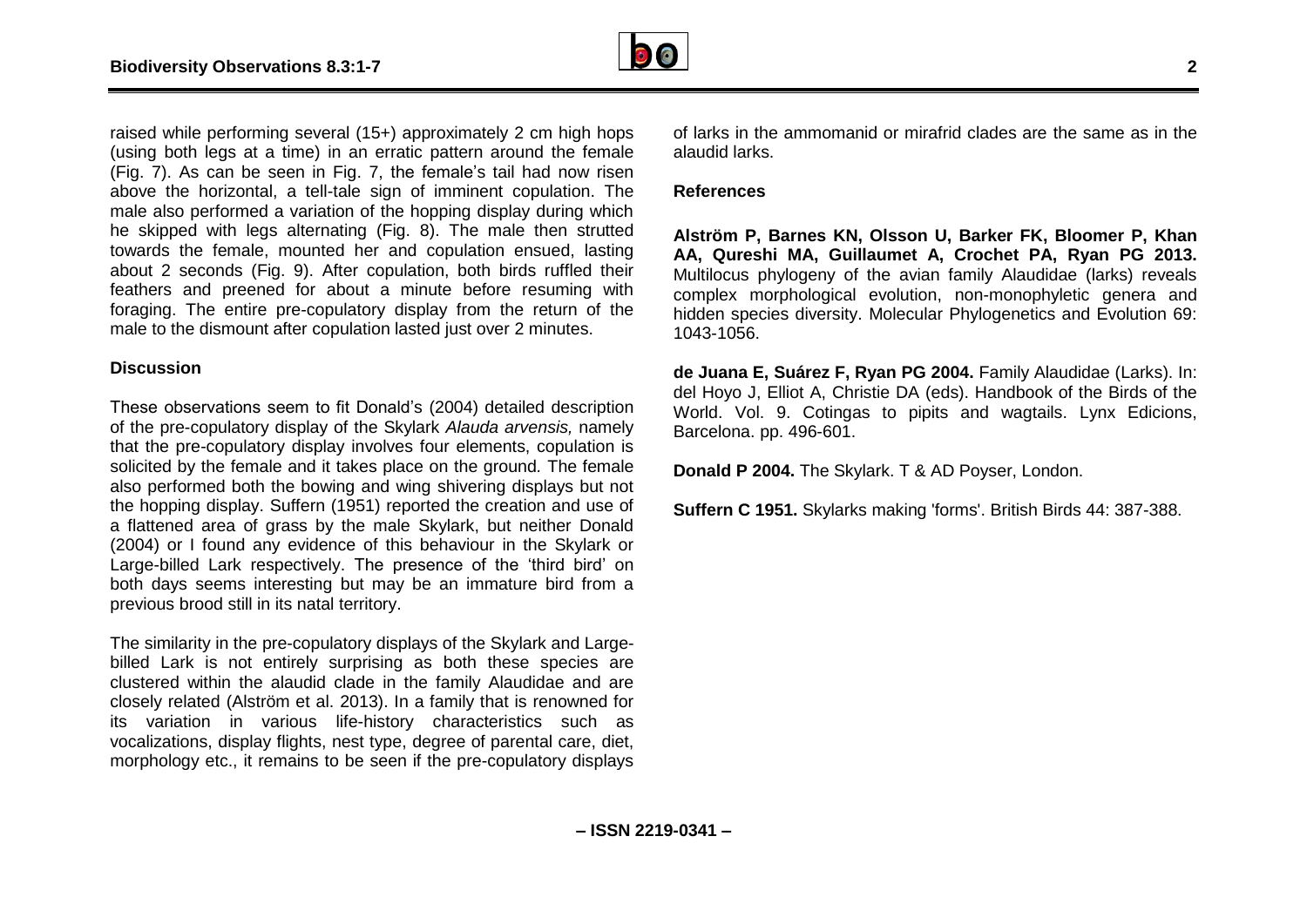raised while performing several (15+) approximately 2 cm high hops (using both legs at a time) in an erratic pattern around the female (Fig. 7). As can be seen in Fig. 7, the female's tail had now risen above the horizontal, a tell-tale sign of imminent copulation. The male also performed a variation of the hopping display during which he skipped with legs alternating (Fig. 8). The male then strutted towards the female, mounted her and copulation ensued, lasting about 2 seconds (Fig. 9). After copulation, both birds ruffled their feathers and preened for about a minute before resuming with foraging. The entire pre-copulatory display from the return of the male to the dismount after copulation lasted just over 2 minutes.

## Discussion

These observations seem to fit Donald's (2004) detailed description of the pre-copulatory display of the Skylark *Alauda arvensis,* namely that the pre-copulatory display involves four elements, copulation is solicited by the female and it takes place on the ground. The female also performed both the bowing and wing shivering displays but not the hopping display. Suffern (1951) reported the creation and use of a flattened area of grass by the male Skylark, but neither Donald (2004) or I found any evidence of this behaviour in the Skylark or Large-billed Lark respectively. The presence of the 'third bird' on both days seems interesting but may be an immature bird from a previous brood still in its natal territory.

The similarity in the pre-copulatory displays of the Skylark and Large-billed Lark is not entirely surprising as both these species are clustered within the alaudid clade in the family Alaudidae and are closely related (Alström et al. 2013). In a family that is renowned for its variation in various life-history characteristics such as vocalizations, display flights, nest type, degree of parental care, diet, morphology etc., it remains to be seen if the pre-copulatory displays of larks in the ammomanid or mirafrid clades are the same as in the alaudid larks.

## References

**Alström P, Barnes KN, Olsson U, Barker FK, Bloomer P, Khan AA, Qureshi MA, Guillaumet A, Crochet PA, Ryan PG 2013.** Multilocus phylogeny of the avian family Alaudidae (larks) reveals complex morphological evolution, non-monophyletic genera and hidden species diversity. Molecular Phylogenetics and Evolution 69: 1043-1056.

**de Juana E, Suárez F, Ryan PG 2004.** Family Alaudidae (Larks). In: del Hoyo J, Elliot A, Christie DA (eds). Handbook of the Birds of the World. Vol. 9. Cotingas to pipits and wagtails. Lynx Edicions, Barcelona. pp. 496-601.

**Donald P 2004.** The Skylark. T & AD Poyser, London.

**Suffern C 1951.** Skylarks making 'forms'. British Birds 44: 387-388.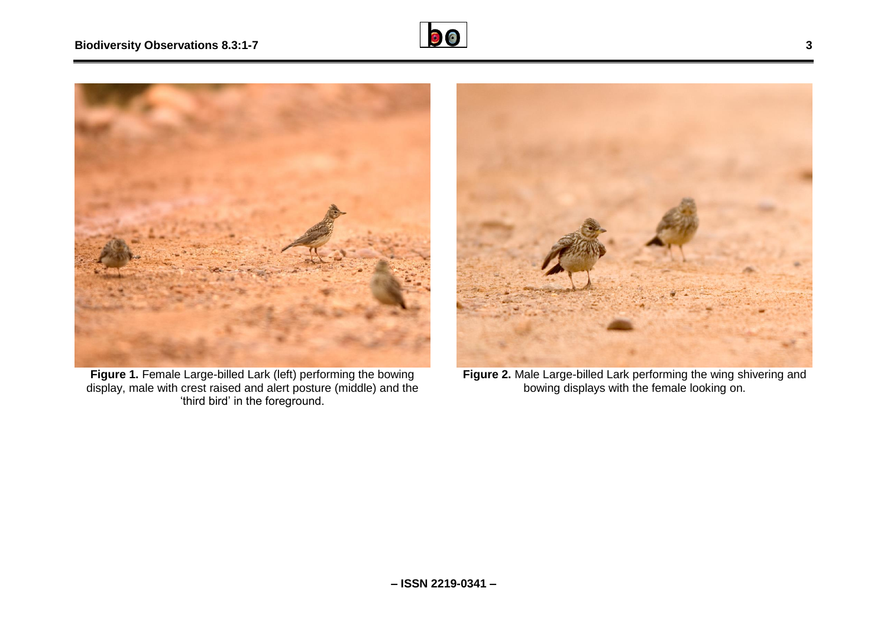**Figure 1.** Female Large-billed Lark (left) performing the bowing display, male with crest raised and alert posture (middle) and the 'third bird' in the foreground.

**Figure 2.** Male Large-billed Lark performing the wing shivering and bowing displays with the female looking on.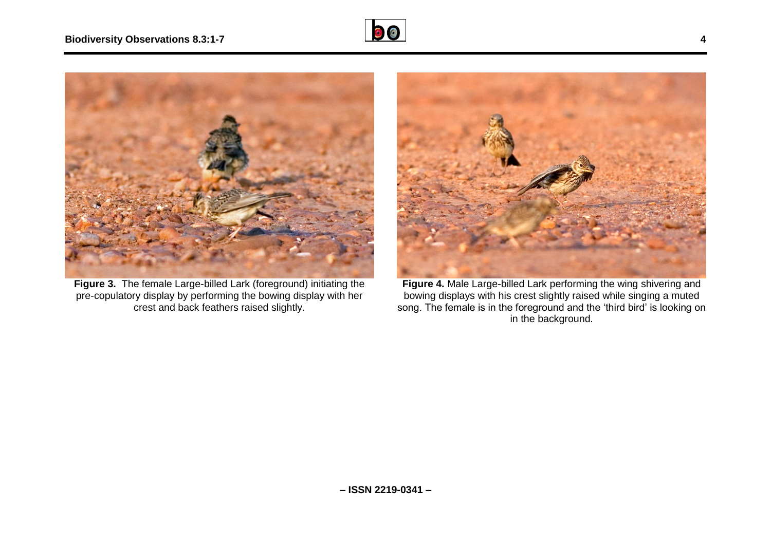**Figure 3.** The female Large-billed Lark (foreground) initiating the pre-copulatory display by performing the bowing display with her crest and back feathers raised slightly.

**Figure 4.** Male Large-billed Lark performing the wing shivering and bowing displays with his crest slightly raised while singing a muted song. The female is in the foreground and the 'third bird' is looking on in the background.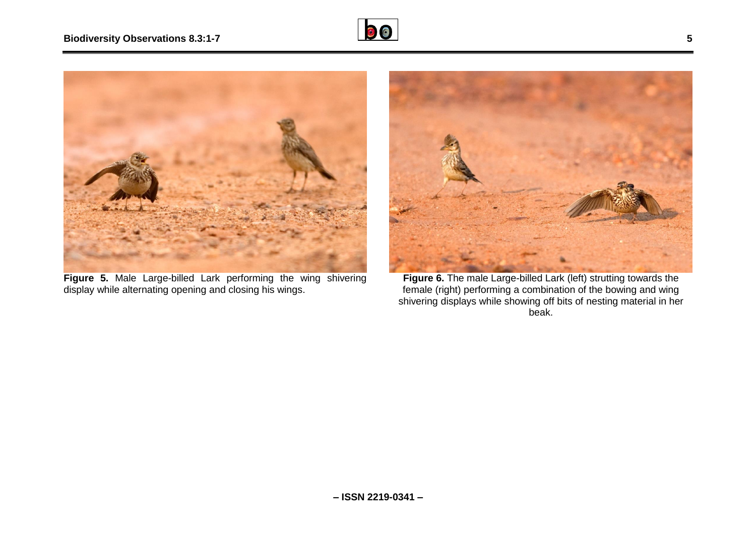**Figure 5.** Male Large-billed Lark performing the wing shivering display while alternating opening and closing his wings.

**Figure 6.** The male Large-billed Lark (left) strutting towards the female (right) performing a combination of the bowing and wing shivering displays while showing off bits of nesting material in her beak.

– ISSN 2219-0341 –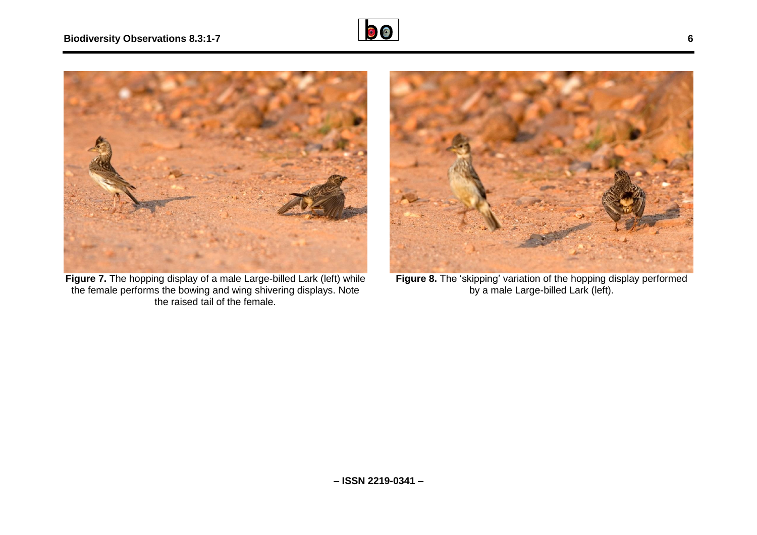**Figure 7.** The hopping display of a male Large-billed Lark (left) while the female performs the bowing and wing shivering displays. Note the raised tail of the female.

**Figure 8.** The 'skipping' variation of the hopping display performed by a male Large-billed Lark (left).

– ISSN 2219-0341 –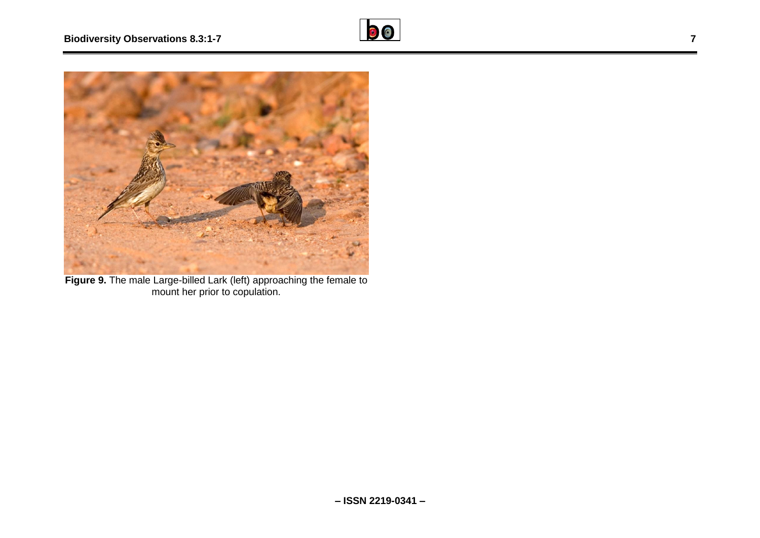**Figure 9.** The male Large-billed Lark (left) approaching the female to mount her prior to copulation.